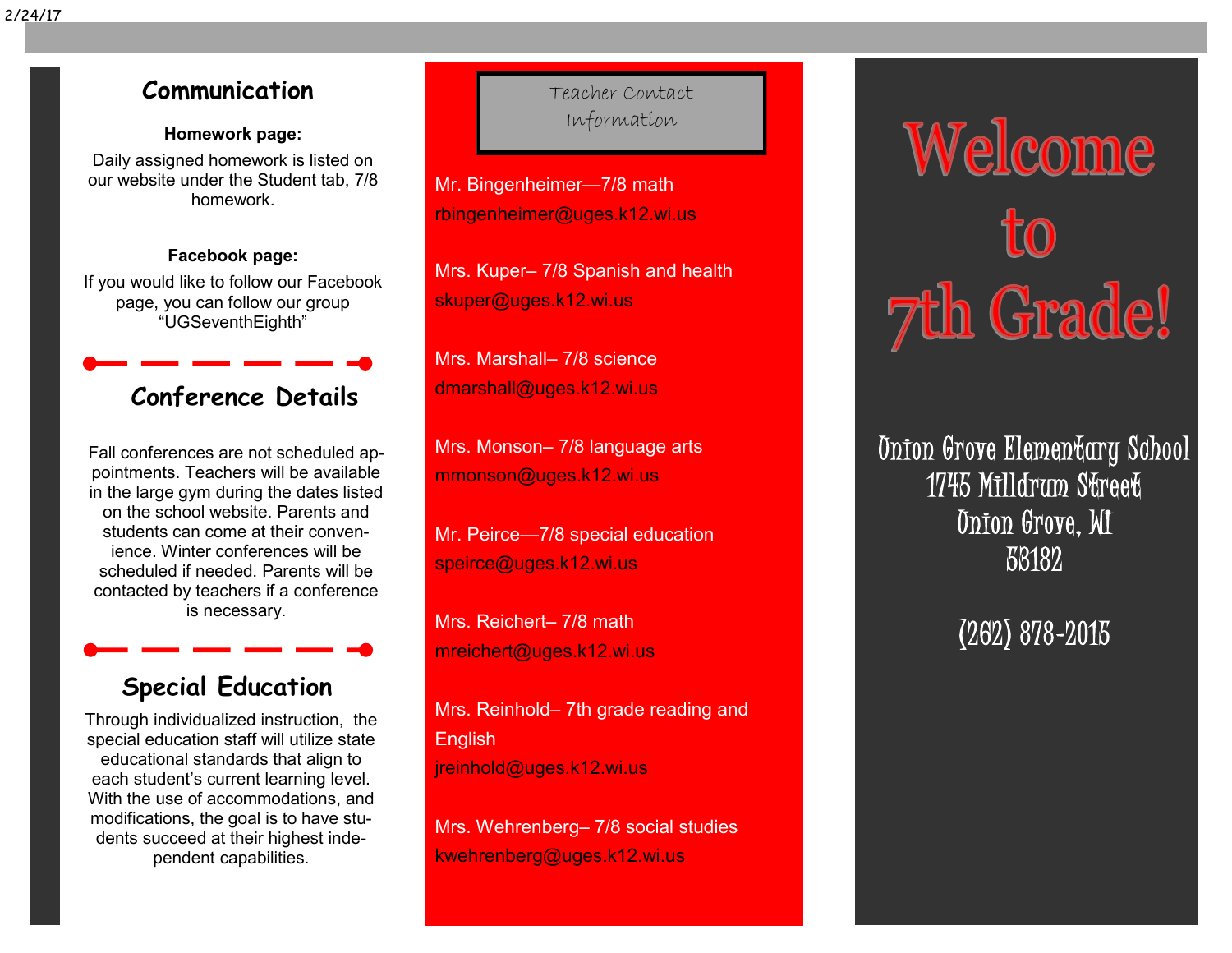## Communication

**Homework page:**

Daily assigned homework is listed on our website under the Student tab, 7/8 homework.

**Facebook page:**

If you would like to follow our Facebook page, you can follow our group "UGSeventhEighth"

## Conference Details

Fall conferences are not scheduled appointments. Teachers will be available in the large gym during the dates listed on the school website. Parents and students can come at their convenience. Winter conferences will be scheduled if needed. Parents will be contacted by teachers if a conference is necessary.

## Special Education

Through individualized instruction, the special education staff will utilize state educational standards that align to each student's current learning level. With the use of accommodations, and modifications, the goal is to have students succeed at their highest independent capabilities.

## Teacher Contact Information

Mr. Bingenheimer—7/8 math
rbingenheimer@uges.k12.wi.us

Mrs. Kuper– 7/8 Spanish and health
skuper@uges.k12.wi.us

Mrs. Marshall– 7/8 science
dmarshall@uges.k12.wi.us

Mrs. Monson– 7/8 language arts
mmonson@uges.k12.wi.us

Mr. Peirce—7/8 special education
speirce@uges.k12.wi.us

Mrs. Reichert– 7/8 math
mreichert@uges.k12.wi.us

Mrs. Reinhold– 7th grade reading and English
jreinhold@uges.k12.wi.us

Mrs. Wehrenberg– 7/8 social studies
kwehrenberg@uges.k12.wi.us

# Welcome to 7th Grade!

Union Grove Elementary School
1745 Milldrum Street
Union Grove, WI
53182

(262) 878-2015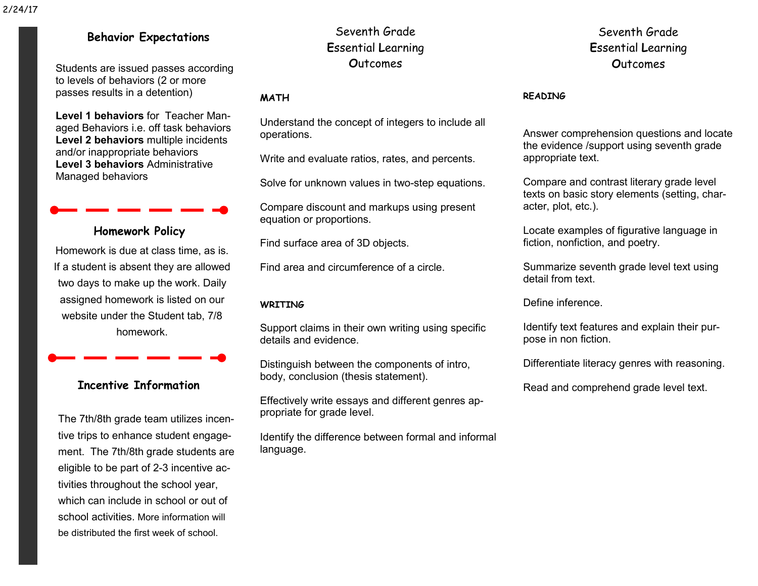## Behavior Expectations

Students are issued passes according to levels of behaviors (2 or more passes results in a detention)

**Level 1 behaviors** for Teacher Managed Behaviors i.e. off task behaviors
**Level 2 behaviors** multiple incidents and/or inappropriate behaviors
**Level 3 behaviors** Administrative Managed behaviors

## Homework Policy

Homework is due at class time, as is. If a student is absent they are allowed two days to make up the work. Daily assigned homework is listed on our website under the Student tab, 7/8 homework.

## Incentive Information

The 7th/8th grade team utilizes incentive trips to enhance student engagement. The 7th/8th grade students are eligible to be part of 2-3 incentive activities throughout the school year, which can include in school or out of school activities. More information will be distributed the first week of school.

## Seventh Grade Essential Learning Outcomes

### MATH

Understand the concept of integers to include all operations.

Write and evaluate ratios, rates, and percents.

Solve for unknown values in two-step equations.

Compare discount and markups using present equation or proportions.

Find surface area of 3D objects.

Find area and circumference of a circle.

### WRITING

Support claims in their own writing using specific details and evidence.

Distinguish between the components of intro, body, conclusion (thesis statement).

Effectively write essays and different genres appropriate for grade level.

Identify the difference between formal and informal language.

## Seventh Grade Essential Learning Outcomes

### READING

Answer comprehension questions and locate the evidence /support using seventh grade appropriate text.

Compare and contrast literary grade level texts on basic story elements (setting, character, plot, etc.).

Locate examples of figurative language in fiction, nonfiction, and poetry.

Summarize seventh grade level text using detail from text.

Define inference.

Identify text features and explain their purpose in non fiction.

Differentiate literacy genres with reasoning.

Read and comprehend grade level text.